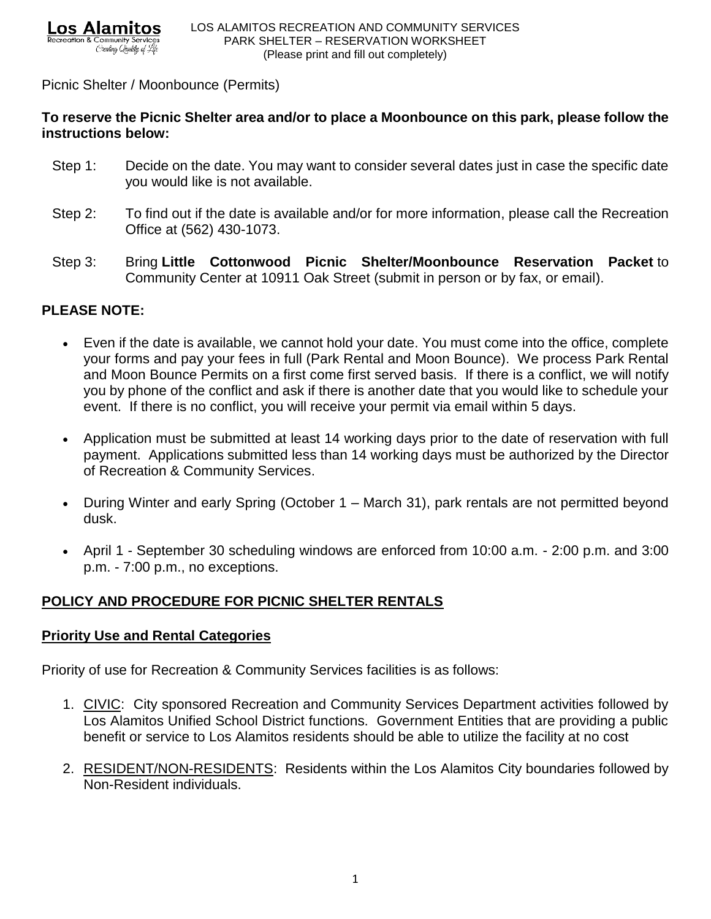LOS ALAMITOS RECREATION AND COMMUNITY SERVICES
PARK SHELTER – RESERVATION WORKSHEET
(Please print and fill out completely)

Picnic Shelter / Moonbounce (Permits)

**To reserve the Picnic Shelter area and/or to place a Moonbounce on this park, please follow the instructions below:**

Step 1: Decide on the date. You may want to consider several dates just in case the specific date you would like is not available.

Step 2: To find out if the date is available and/or for more information, please call the Recreation Office at (562) 430-1073.

Step 3: Bring **Little Cottonwood Picnic Shelter/Moonbounce Reservation Packet** to Community Center at 10911 Oak Street (submit in person or by fax, or email).

**PLEASE NOTE:**

- Even if the date is available, we cannot hold your date. You must come into the office, complete your forms and pay your fees in full (Park Rental and Moon Bounce). We process Park Rental and Moon Bounce Permits on a first come first served basis. If there is a conflict, we will notify you by phone of the conflict and ask if there is another date that you would like to schedule your event. If there is no conflict, you will receive your permit via email within 5 days.
- Application must be submitted at least 14 working days prior to the date of reservation with full payment. Applications submitted less than 14 working days must be authorized by the Director of Recreation & Community Services.
- During Winter and early Spring (October 1 – March 31), park rentals are not permitted beyond dusk.
- April 1 - September 30 scheduling windows are enforced from 10:00 a.m. - 2:00 p.m. and 3:00 p.m. - 7:00 p.m., no exceptions.

## POLICY AND PROCEDURE FOR PICNIC SHELTER RENTALS

### Priority Use and Rental Categories

Priority of use for Recreation & Community Services facilities is as follows:

1. CIVIC: City sponsored Recreation and Community Services Department activities followed by Los Alamitos Unified School District functions. Government Entities that are providing a public benefit or service to Los Alamitos residents should be able to utilize the facility at no cost
2. RESIDENT/NON-RESIDENTS: Residents within the Los Alamitos City boundaries followed by Non-Resident individuals.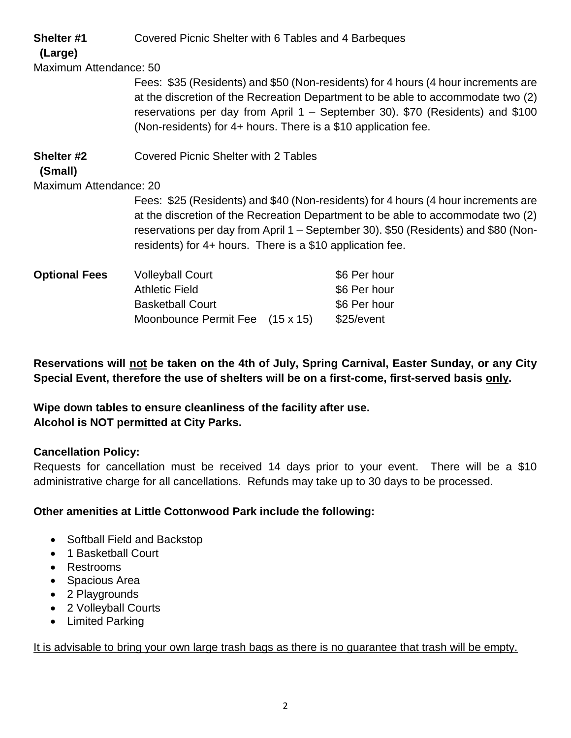**Shelter #1 (Large)** Covered Picnic Shelter with 6 Tables and 4 Barbeques

Maximum Attendance: 50

Fees: $35 (Residents) and $50 (Non-residents) for 4 hours (4 hour increments are at the discretion of the Recreation Department to be able to accommodate two (2) reservations per day from April 1 – September 30). $70 (Residents) and $100 (Non-residents) for 4+ hours. There is a $10 application fee.

**Shelter #2 (Small)** Covered Picnic Shelter with 2 Tables

Maximum Attendance: 20

Fees: $25 (Residents) and $40 (Non-residents) for 4 hours (4 hour increments are at the discretion of the Recreation Department to be able to accommodate two (2) reservations per day from April 1 – September 30). $50 (Residents) and $80 (Non-residents) for 4+ hours. There is a $10 application fee.

| **Optional Fees** | | |
|---|---|---|
| | Volleyball Court | $6 Per hour |
| | Athletic Field | $6 Per hour |
| | Basketball Court | $6 Per hour |
| | Moonbounce Permit Fee (15 x 15) | $25/event |

**Reservations will <u>not</u> be taken on the 4th of July, Spring Carnival, Easter Sunday, or any City Special Event, therefore the use of shelters will be on a first-come, first-served basis <u>only</u>.**

**Wipe down tables to ensure cleanliness of the facility after use.**
**Alcohol is NOT permitted at City Parks.**

**Cancellation Policy:**
Requests for cancellation must be received 14 days prior to your event. There will be a $10 administrative charge for all cancellations. Refunds may take up to 30 days to be processed.

**Other amenities at Little Cottonwood Park include the following:**

- Softball Field and Backstop
- 1 Basketball Court
- Restrooms
- Spacious Area
- 2 Playgrounds
- 2 Volleyball Courts
- Limited Parking

<u>It is advisable to bring your own large trash bags as there is no guarantee that trash will be empty.</u>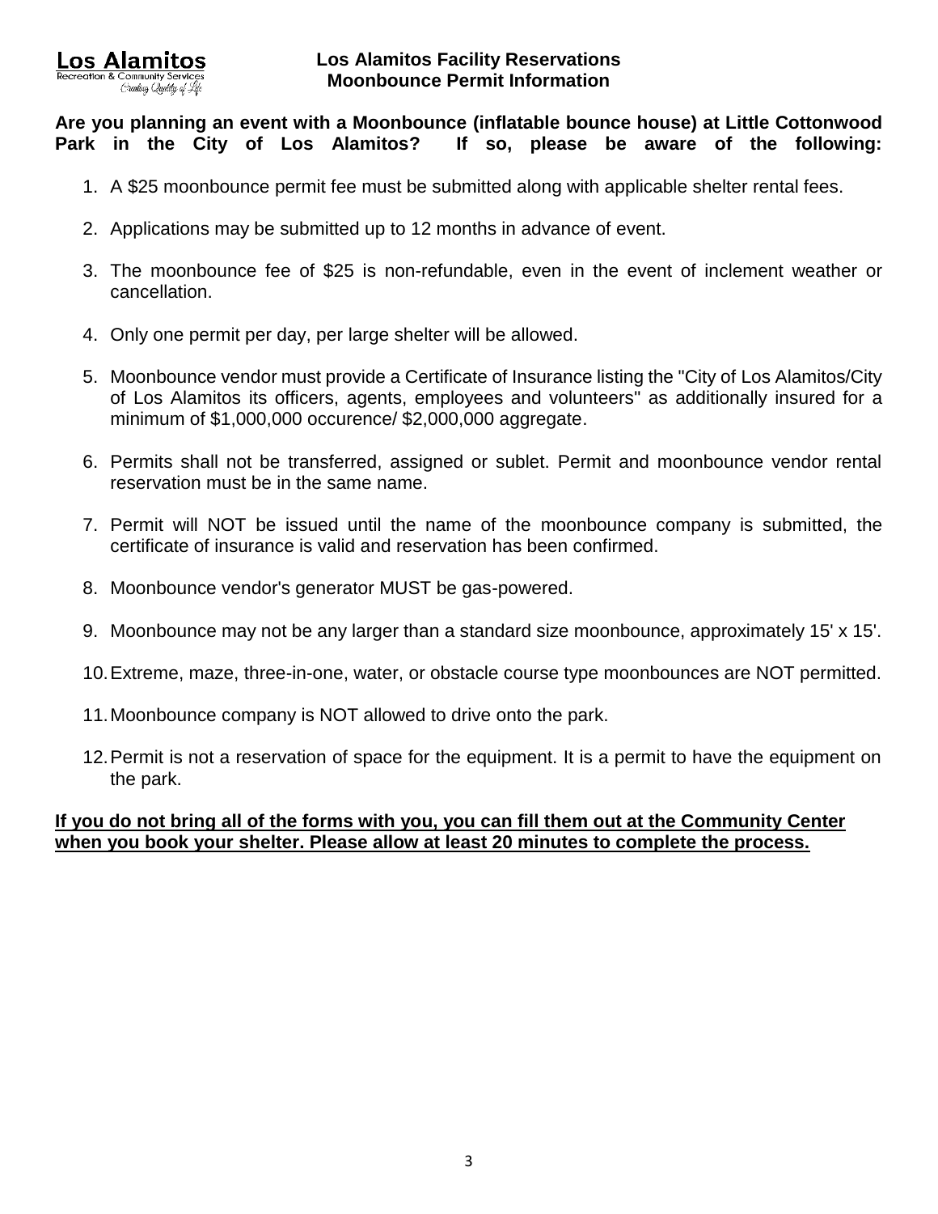**Los Alamitos Facility Reservations**
**Moonbounce Permit Information**

**Are you planning an event with a Moonbounce (inflatable bounce house) at Little Cottonwood Park in the City of Los Alamitos? If so, please be aware of the following:**

1. A $25 moonbounce permit fee must be submitted along with applicable shelter rental fees.
2. Applications may be submitted up to 12 months in advance of event.
3. The moonbounce fee of $25 is non-refundable, even in the event of inclement weather or cancellation.
4. Only one permit per day, per large shelter will be allowed.
5. Moonbounce vendor must provide a Certificate of Insurance listing the "City of Los Alamitos/City of Los Alamitos its officers, agents, employees and volunteers" as additionally insured for a minimum of $1,000,000 occurence/ $2,000,000 aggregate.
6. Permits shall not be transferred, assigned or sublet. Permit and moonbounce vendor rental reservation must be in the same name.
7. Permit will NOT be issued until the name of the moonbounce company is submitted, the certificate of insurance is valid and reservation has been confirmed.
8. Moonbounce vendor's generator MUST be gas-powered.
9. Moonbounce may not be any larger than a standard size moonbounce, approximately 15' x 15'.
10. Extreme, maze, three-in-one, water, or obstacle course type moonbounces are NOT permitted.
11. Moonbounce company is NOT allowed to drive onto the park.
12. Permit is not a reservation of space for the equipment. It is a permit to have the equipment on the park.

**If you do not bring all of the forms with you, you can fill them out at the Community Center when you book your shelter. Please allow at least 20 minutes to complete the process.**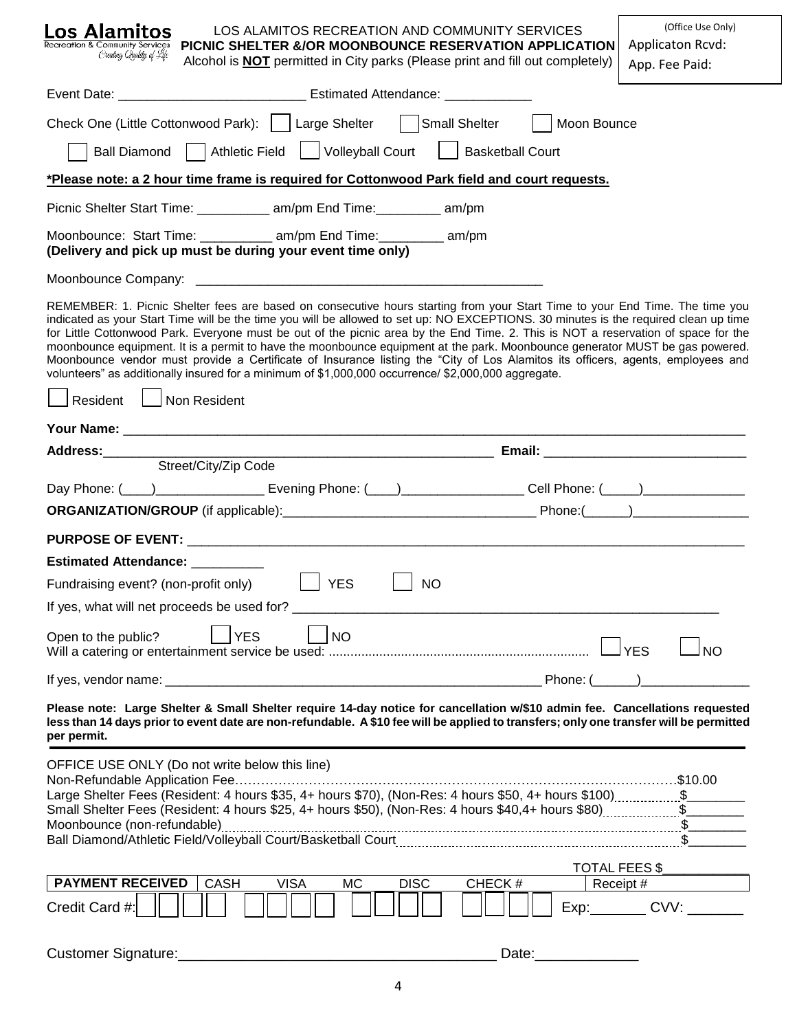**Los Alamitos**
Recreation & Community Services
*Creating Quality of Life*

LOS ALAMITOS RECREATION AND COMMUNITY SERVICES
**PICNIC SHELTER &/OR MOONBOUNCE RESERVATION APPLICATION**
Alcohol is **NOT** permitted in City parks (Please print and fill out completely)

(Office Use Only)
Applicaton Rcvd:
App. Fee Paid:

Event Date: _________________________ Estimated Attendance: ____________

Check One (Little Cottonwood Park): ☐ Large Shelter ☐ Small Shelter ☐ Moon Bounce

☐ Ball Diamond ☐ Athletic Field ☐ Volleyball Court ☐ Basketball Court

***Please note: a 2 hour time frame is required for Cottonwood Park field and court requests.**

Picnic Shelter Start Time: __________ am/pm End Time:_________ am/pm

Moonbounce: Start Time: __________ am/pm End Time:_________ am/pm
**(Delivery and pick up must be during your event time only)**

Moonbounce Company: ________________________________________________

REMEMBER: 1. Picnic Shelter fees are based on consecutive hours starting from your Start Time to your End Time. The time you indicated as your Start Time will be the time you will be allowed to set up: NO EXCEPTIONS. 30 minutes is the required clean up time for Little Cottonwood Park. Everyone must be out of the picnic area by the End Time. 2. This is NOT a reservation of space for the moonbounce equipment. It is a permit to have the moonbounce equipment at the park. Moonbounce generator MUST be gas powered. Moonbounce vendor must provide a Certificate of Insurance listing the "City of Los Alamitos its officers, agents, employees and volunteers" as additionally insured for a minimum of $1,000,000 occurrence/ $2,000,000 aggregate.

☐ Resident ☐ Non Resident

**Your Name:** ______________________________________________________________________________

**Address:**______________________________________________________ **Email:** ____________________________
Street/City/Zip Code

Day Phone: (____)_______________ Evening Phone: (____)________________ Cell Phone: (_____)______________

**ORGANIZATION/GROUP** (if applicable):__________________________________ Phone:(______)________________

**PURPOSE OF EVENT:** _____________________________________________________________________________

**Estimated Attendance:** __________

Fundraising event? (non-profit only) ☐ YES ☐ NO

If yes, what will net proceeds be used for? ____________________________________________________________

Open to the public? ☐ YES ☐ NO
Will a catering or entertainment service be used: ☐ YES ☐ NO

If yes, vendor name: ____________________________________________________ Phone: (______)_______________

**Please note: Large Shelter & Small Shelter require 14-day notice for cancellation w/$10 admin fee. Cancellations requested less than 14 days prior to event date are non-refundable. A $10 fee will be applied to transfers; only one transfer will be permitted per permit.**

---

OFFICE USE ONLY (Do not write below this line)

Non-Refundable Application Fee.......................................................$10.00
Large Shelter Fees (Resident: 4 hours $35, 4+ hours $70), (Non-Res: 4 hours $50, 4+ hours $100)..........$________
Small Shelter Fees (Resident: 4 hours $25, 4+ hours $50), (Non-Res: 4 hours $40,4+ hours $80)..........$________
Moonbounce (non-refundable)..........$________
Ball Diamond/Athletic Field/Volleyball Court/Basketball Court..........$________

TOTAL FEES $___________

| PAYMENT RECEIVED | CASH | VISA | MC | DISC | CHECK # | Receipt # |
|---|---|---|---|---|---|---|

Credit Card #: ☐☐☐☐ ☐☐☐☐ ☐☐☐☐ ☐☐☐☐ Exp:_______ CVV: _______

Customer Signature:_______________________________________ Date:_____________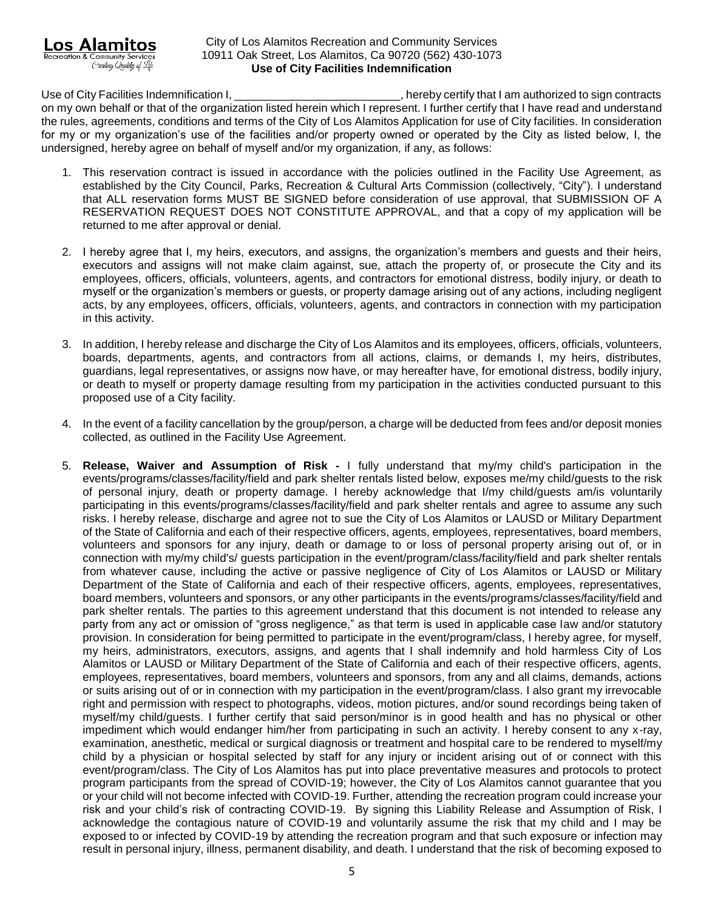Los Alamitos
Recreation & Community Services
Creating Quality of Life

City of Los Alamitos Recreation and Community Services
10911 Oak Street, Los Alamitos, Ca 90720 (562) 430-1073
**Use of City Facilities Indemnification**

Use of City Facilities Indemnification I, __________________________, hereby certify that I am authorized to sign contracts on my own behalf or that of the organization listed herein which I represent. I further certify that I have read and understand the rules, agreements, conditions and terms of the City of Los Alamitos Application for use of City facilities. In consideration for my or my organization's use of the facilities and/or property owned or operated by the City as listed below, I, the undersigned, hereby agree on behalf of myself and/or my organization, if any, as follows:

1. This reservation contract is issued in accordance with the policies outlined in the Facility Use Agreement, as established by the City Council, Parks, Recreation & Cultural Arts Commission (collectively, "City"). I understand that ALL reservation forms MUST BE SIGNED before consideration of use approval, that SUBMISSION OF A RESERVATION REQUEST DOES NOT CONSTITUTE APPROVAL, and that a copy of my application will be returned to me after approval or denial.

2. I hereby agree that I, my heirs, executors, and assigns, the organization's members and guests and their heirs, executors and assigns will not make claim against, sue, attach the property of, or prosecute the City and its employees, officers, officials, volunteers, agents, and contractors for emotional distress, bodily injury, or death to myself or the organization's members or guests, or property damage arising out of any actions, including negligent acts, by any employees, officers, officials, volunteers, agents, and contractors in connection with my participation in this activity.

3. In addition, I hereby release and discharge the City of Los Alamitos and its employees, officers, officials, volunteers, boards, departments, agents, and contractors from all actions, claims, or demands I, my heirs, distributes, guardians, legal representatives, or assigns now have, or may hereafter have, for emotional distress, bodily injury, or death to myself or property damage resulting from my participation in the activities conducted pursuant to this proposed use of a City facility.

4. In the event of a facility cancellation by the group/person, a charge will be deducted from fees and/or deposit monies collected, as outlined in the Facility Use Agreement.

5. **Release, Waiver and Assumption of Risk -** I fully understand that my/my child's participation in the events/programs/classes/facility/field and park shelter rentals listed below, exposes me/my child/guests to the risk of personal injury, death or property damage. I hereby acknowledge that I/my child/guests am/is voluntarily participating in this events/programs/classes/facility/field and park shelter rentals and agree to assume any such risks. I hereby release, discharge and agree not to sue the City of Los Alamitos or LAUSD or Military Department of the State of California and each of their respective officers, agents, employees, representatives, board members, volunteers and sponsors for any injury, death or damage to or loss of personal property arising out of, or in connection with my/my child's/ guests participation in the event/program/class/facility/field and park shelter rentals from whatever cause, including the active or passive negligence of City of Los Alamitos or LAUSD or Military Department of the State of California and each of their respective officers, agents, employees, representatives, board members, volunteers and sponsors, or any other participants in the events/programs/classes/facility/field and park shelter rentals. The parties to this agreement understand that this document is not intended to release any party from any act or omission of "gross negligence," as that term is used in applicable case law and/or statutory provision. In consideration for being permitted to participate in the event/program/class, I hereby agree, for myself, my heirs, administrators, executors, assigns, and agents that I shall indemnify and hold harmless City of Los Alamitos or LAUSD or Military Department of the State of California and each of their respective officers, agents, employees, representatives, board members, volunteers and sponsors, from any and all claims, demands, actions or suits arising out of or in connection with my participation in the event/program/class. I also grant my irrevocable right and permission with respect to photographs, videos, motion pictures, and/or sound recordings being taken of myself/my child/guests. I further certify that said person/minor is in good health and has no physical or other impediment which would endanger him/her from participating in such an activity. I hereby consent to any x-ray, examination, anesthetic, medical or surgical diagnosis or treatment and hospital care to be rendered to myself/my child by a physician or hospital selected by staff for any injury or incident arising out of or connect with this event/program/class. The City of Los Alamitos has put into place preventative measures and protocols to protect program participants from the spread of COVID-19; however, the City of Los Alamitos cannot guarantee that you or your child will not become infected with COVID-19. Further, attending the recreation program could increase your risk and your child's risk of contracting COVID-19. By signing this Liability Release and Assumption of Risk, I acknowledge the contagious nature of COVID-19 and voluntarily assume the risk that my child and I may be exposed to or infected by COVID-19 by attending the recreation program and that such exposure or infection may result in personal injury, illness, permanent disability, and death. I understand that the risk of becoming exposed to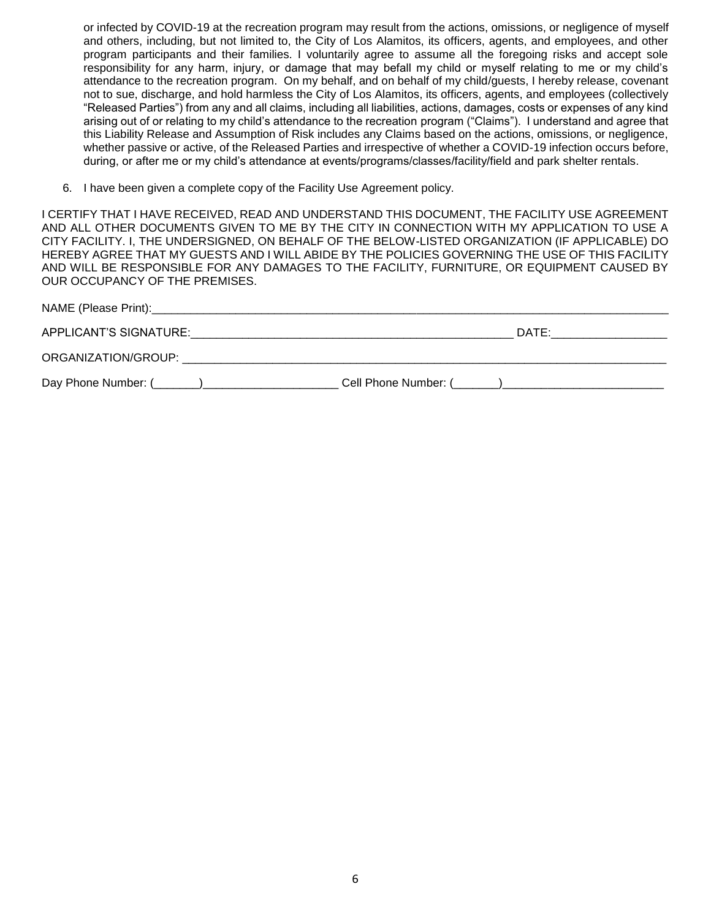or infected by COVID-19 at the recreation program may result from the actions, omissions, or negligence of myself and others, including, but not limited to, the City of Los Alamitos, its officers, agents, and employees, and other program participants and their families. I voluntarily agree to assume all the foregoing risks and accept sole responsibility for any harm, injury, or damage that may befall my child or myself relating to me or my child's attendance to the recreation program. On my behalf, and on behalf of my child/guests, I hereby release, covenant not to sue, discharge, and hold harmless the City of Los Alamitos, its officers, agents, and employees (collectively "Released Parties") from any and all claims, including all liabilities, actions, damages, costs or expenses of any kind arising out of or relating to my child's attendance to the recreation program ("Claims"). I understand and agree that this Liability Release and Assumption of Risk includes any Claims based on the actions, omissions, or negligence, whether passive or active, of the Released Parties and irrespective of whether a COVID-19 infection occurs before, during, or after me or my child's attendance at events/programs/classes/facility/field and park shelter rentals.

6. I have been given a complete copy of the Facility Use Agreement policy.

I CERTIFY THAT I HAVE RECEIVED, READ AND UNDERSTAND THIS DOCUMENT, THE FACILITY USE AGREEMENT AND ALL OTHER DOCUMENTS GIVEN TO ME BY THE CITY IN CONNECTION WITH MY APPLICATION TO USE A CITY FACILITY. I, THE UNDERSIGNED, ON BEHALF OF THE BELOW-LISTED ORGANIZATION (IF APPLICABLE) DO HEREBY AGREE THAT MY GUESTS AND I WILL ABIDE BY THE POLICIES GOVERNING THE USE OF THIS FACILITY AND WILL BE RESPONSIBLE FOR ANY DAMAGES TO THE FACILITY, FURNITURE, OR EQUIPMENT CAUSED BY OUR OCCUPANCY OF THE PREMISES.

NAME (Please Print):_______________________________________________________________

APPLICANT'S SIGNATURE:_________________________________________ DATE:_______________

ORGANIZATION/GROUP: _____________________________________________________________

Day Phone Number: (_______)____________________ Cell Phone Number: (_______)________________________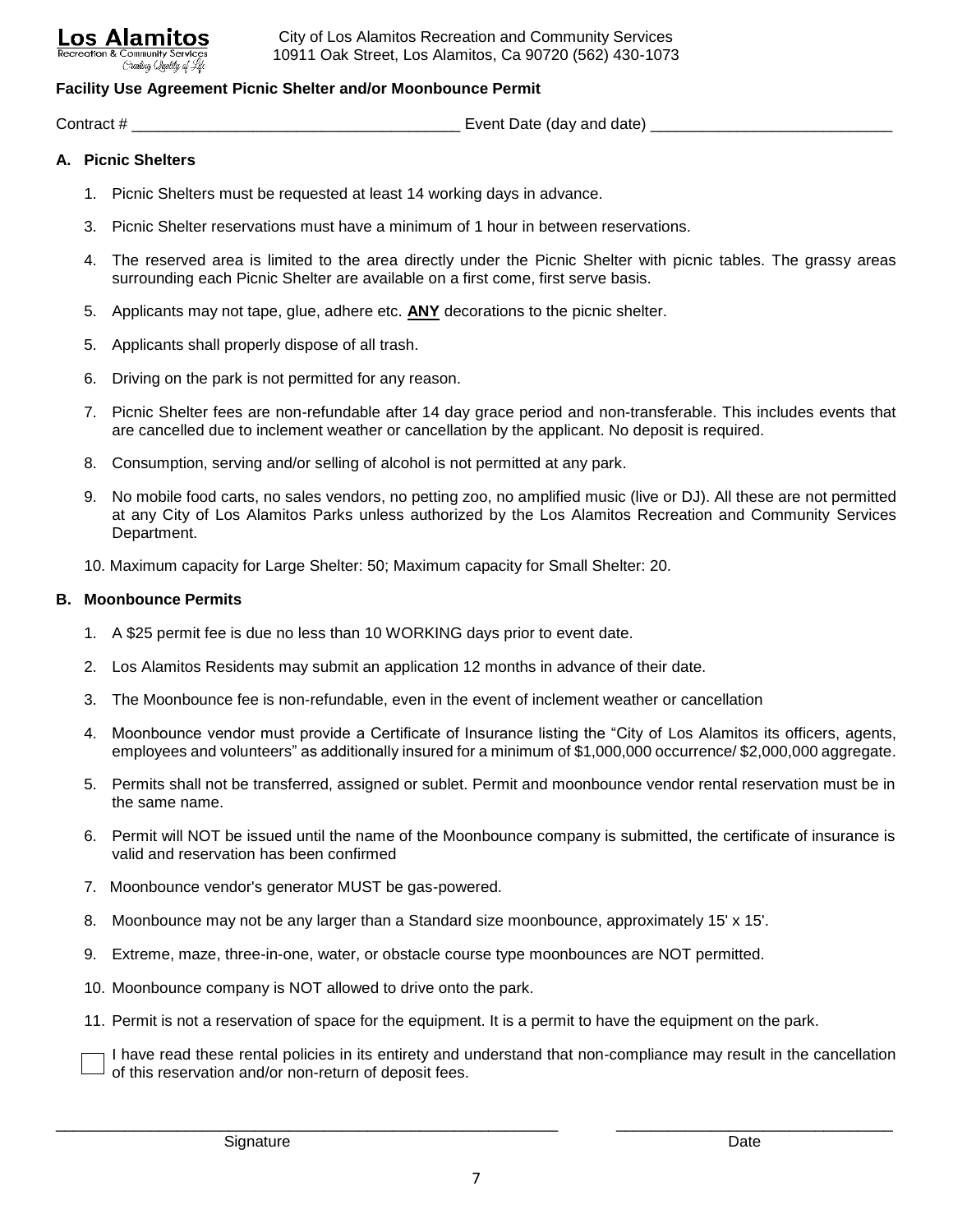**Los Alamitos**
Recreation & Community Services
Creating Quality of Life

City of Los Alamitos Recreation and Community Services
10911 Oak Street, Los Alamitos, Ca 90720 (562) 430-1073

**Facility Use Agreement Picnic Shelter and/or Moonbounce Permit**

Contract # _______________________________________ Event Date (day and date) ____________________________

**A. Picnic Shelters**

1. Picnic Shelters must be requested at least 14 working days in advance.

3. Picnic Shelter reservations must have a minimum of 1 hour in between reservations.

4. The reserved area is limited to the area directly under the Picnic Shelter with picnic tables. The grassy areas surrounding each Picnic Shelter are available on a first come, first serve basis.

5. Applicants may not tape, glue, adhere etc. **ANY** decorations to the picnic shelter.

5. Applicants shall properly dispose of all trash.

6. Driving on the park is not permitted for any reason.

7. Picnic Shelter fees are non-refundable after 14 day grace period and non-transferable. This includes events that are cancelled due to inclement weather or cancellation by the applicant. No deposit is required.

8. Consumption, serving and/or selling of alcohol is not permitted at any park.

9. No mobile food carts, no sales vendors, no petting zoo, no amplified music (live or DJ). All these are not permitted at any City of Los Alamitos Parks unless authorized by the Los Alamitos Recreation and Community Services Department.

10. Maximum capacity for Large Shelter: 50; Maximum capacity for Small Shelter: 20.

**B. Moonbounce Permits**

1. A $25 permit fee is due no less than 10 WORKING days prior to event date.

2. Los Alamitos Residents may submit an application 12 months in advance of their date.

3. The Moonbounce fee is non-refundable, even in the event of inclement weather or cancellation

4. Moonbounce vendor must provide a Certificate of Insurance listing the "City of Los Alamitos its officers, agents, employees and volunteers" as additionally insured for a minimum of $1,000,000 occurrence/ $2,000,000 aggregate.

5. Permits shall not be transferred, assigned or sublet. Permit and moonbounce vendor rental reservation must be in the same name.

6. Permit will NOT be issued until the name of the Moonbounce company is submitted, the certificate of insurance is valid and reservation has been confirmed

7. Moonbounce vendor's generator MUST be gas-powered.

8. Moonbounce may not be any larger than a Standard size moonbounce, approximately 15' x 15'.

9. Extreme, maze, three-in-one, water, or obstacle course type moonbounces are NOT permitted.

10. Moonbounce company is NOT allowed to drive onto the park.

11. Permit is not a reservation of space for the equipment. It is a permit to have the equipment on the park.

☐ I have read these rental policies in its entirety and understand that non-compliance may result in the cancellation of this reservation and/or non-return of deposit fees.

_____________________________________________ _____________________________

Signature Date